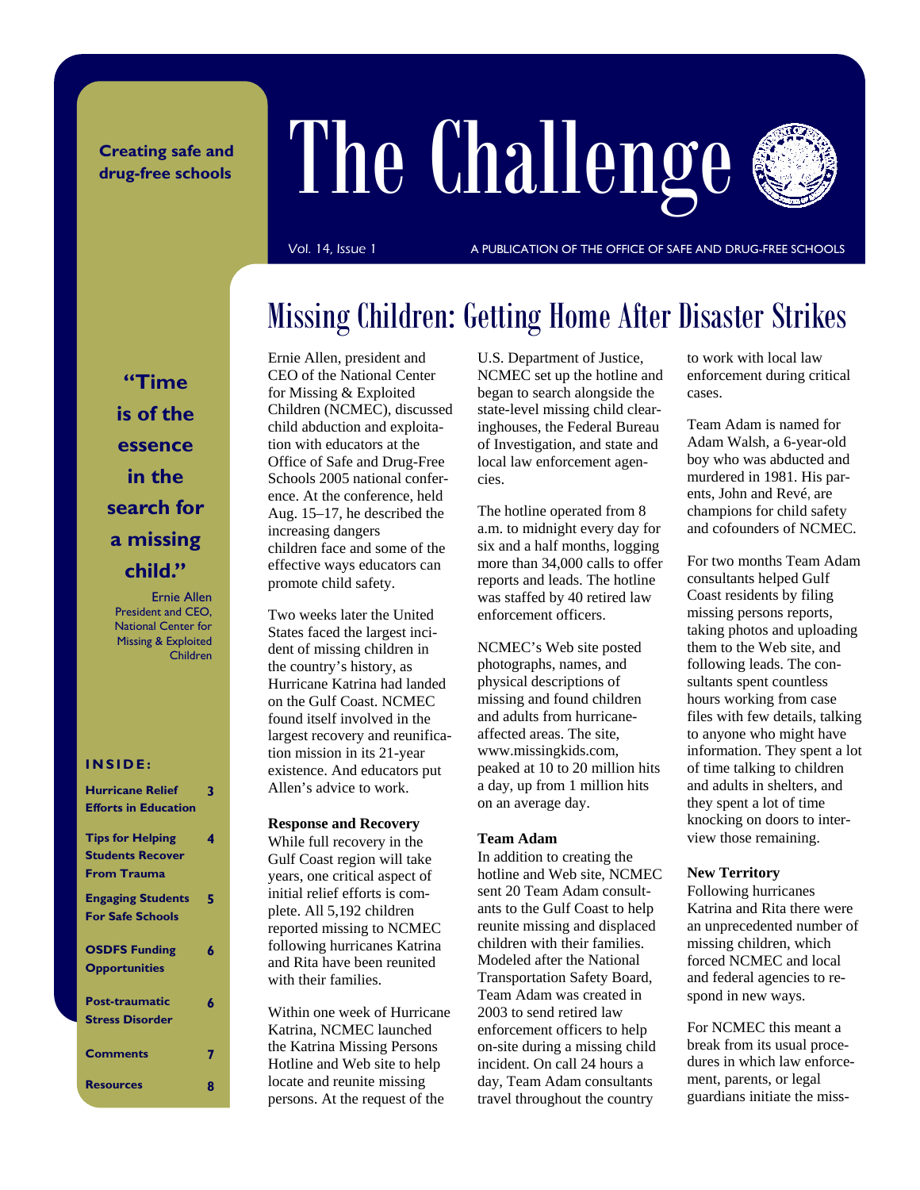# The Challenge

**Creating safe and drug-free schools**

Vol. 14, Issue 1

A PUBLICATION OF THE OFFICE OF SAFE AND DRUG-FREE SCHOOLS

> **"Time is of the essence in the search for a missing child."**
>
> Ernie Allen
> President and CEO, National Center for Missing & Exploited Children

**INSIDE:**

| | |
|---|---|
| Hurricane Relief Efforts in Education | 3 |
| Tips for Helping Students Recover From Trauma | 4 |
| Engaging Students For Safe Schools | 5 |
| OSDFS Funding Opportunities | 6 |
| Post-traumatic Stress Disorder | 6 |
| Comments | 7 |
| Resources | 8 |

## Missing Children: Getting Home After Disaster Strikes

Ernie Allen, president and CEO of the National Center for Missing & Exploited Children (NCMEC), discussed child abduction and exploitation with educators at the Office of Safe and Drug-Free Schools 2005 national conference. At the conference, held Aug. 15–17, he described the increasing dangers children face and some of the effective ways educators can promote child safety.

Two weeks later the United States faced the largest incident of missing children in the country's history, as Hurricane Katrina had landed on the Gulf Coast. NCMEC found itself involved in the largest recovery and reunification mission in its 21-year existence. And educators put Allen's advice to work.

**Response and Recovery**

While full recovery in the Gulf Coast region will take years, one critical aspect of initial relief efforts is complete. All 5,192 children reported missing to NCMEC following hurricanes Katrina and Rita have been reunited with their families.

Within one week of Hurricane Katrina, NCMEC launched the Katrina Missing Persons Hotline and Web site to help locate and reunite missing persons. At the request of the U.S. Department of Justice, NCMEC set up the hotline and began to search alongside the state-level missing child clearinghouses, the Federal Bureau of Investigation, and state and local law enforcement agencies.

The hotline operated from 8 a.m. to midnight every day for six and a half months, logging more than 34,000 calls to offer reports and leads. The hotline was staffed by 40 retired law enforcement officers.

NCMEC's Web site posted photographs, names, and physical descriptions of missing and found children and adults from hurricane-affected areas. The site, www.missingkids.com, peaked at 10 to 20 million hits a day, up from 1 million hits on an average day.

**Team Adam**

In addition to creating the hotline and Web site, NCMEC sent 20 Team Adam consultants to the Gulf Coast to help reunite missing and displaced children with their families. Modeled after the National Transportation Safety Board, Team Adam was created in 2003 to send retired law enforcement officers to help on-site during a missing child incident. On call 24 hours a day, Team Adam consultants travel throughout the country to work with local law enforcement during critical cases.

Team Adam is named for Adam Walsh, a 6-year-old boy who was abducted and murdered in 1981. His parents, John and Revé, are champions for child safety and cofounders of NCMEC.

For two months Team Adam consultants helped Gulf Coast residents by filing missing persons reports, taking photos and uploading them to the Web site, and following leads. The consultants spent countless hours working from case files with few details, talking to anyone who might have information. They spent a lot of time talking to children and adults in shelters, and they spent a lot of time knocking on doors to interview those remaining.

**New Territory**

Following hurricanes Katrina and Rita there were an unprecedented number of missing children, which forced NCMEC and local and federal agencies to respond in new ways.

For NCMEC this meant a break from its usual procedures in which law enforcement, parents, or legal guardians initiate the miss-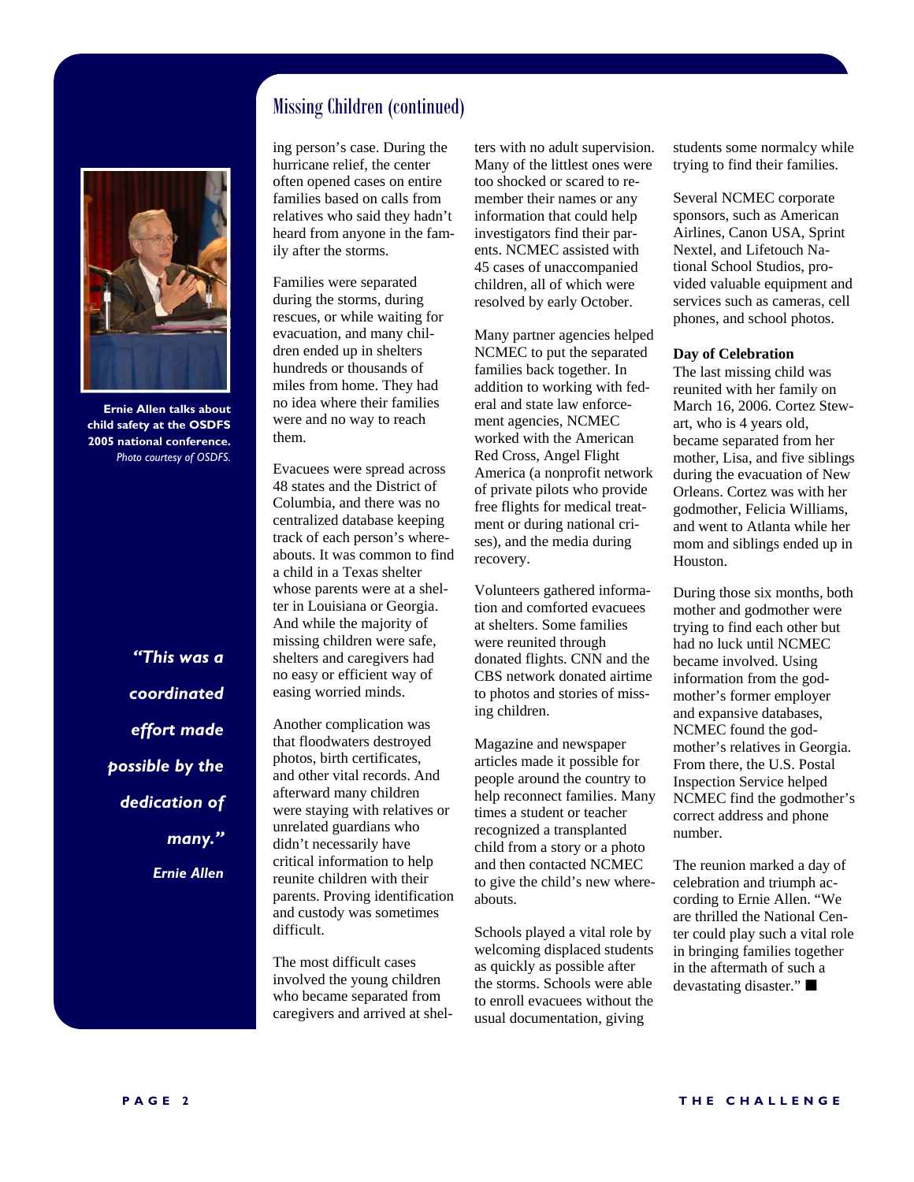## Missing Children (continued)

ing person's case. During the hurricane relief, the center often opened cases on entire families based on calls from relatives who said they hadn't heard from anyone in the family after the storms.

Families were separated during the storms, during rescues, or while waiting for evacuation, and many children ended up in shelters hundreds or thousands of miles from home. They had no idea where their families were and no way to reach them.

Evacuees were spread across 48 states and the District of Columbia, and there was no centralized database keeping track of each person's whereabouts. It was common to find a child in a Texas shelter whose parents were at a shelter in Louisiana or Georgia. And while the majority of missing children were safe, shelters and caregivers had no easy or efficient way of easing worried minds.

Another complication was that floodwaters destroyed photos, birth certificates, and other vital records. And afterward many children were staying with relatives or unrelated guardians who didn't necessarily have critical information to help reunite children with their parents. Proving identification and custody was sometimes difficult.

The most difficult cases involved the young children who became separated from caregivers and arrived at shelters with no adult supervision. Many of the littlest ones were too shocked or scared to remember their names or any information that could help investigators find their parents. NCMEC assisted with 45 cases of unaccompanied children, all of which were resolved by early October.

Many partner agencies helped NCMEC to put the separated families back together. In addition to working with federal and state law enforcement agencies, NCMEC worked with the American Red Cross, Angel Flight America (a nonprofit network of private pilots who provide free flights for medical treatment or during national crises), and the media during recovery.

Volunteers gathered information and comforted evacuees at shelters. Some families were reunited through donated flights. CNN and the CBS network donated airtime to photos and stories of missing children.

Magazine and newspaper articles made it possible for people around the country to help reconnect families. Many times a student or teacher recognized a transplanted child from a story or a photo and then contacted NCMEC to give the child's new whereabouts.

Schools played a vital role by welcoming displaced students as quickly as possible after the storms. Schools were able to enroll evacuees without the usual documentation, giving students some normalcy while trying to find their families.

Several NCMEC corporate sponsors, such as American Airlines, Canon USA, Sprint Nextel, and Lifetouch National School Studios, provided valuable equipment and services such as cameras, cell phones, and school photos.

**Day of Celebration**

The last missing child was reunited with her family on March 16, 2006. Cortez Stewart, who is 4 years old, became separated from her mother, Lisa, and five siblings during the evacuation of New Orleans. Cortez was with her godmother, Felicia Williams, and went to Atlanta while her mom and siblings ended up in Houston.

During those six months, both mother and godmother were trying to find each other but had no luck until NCMEC became involved. Using information from the godmother's former employer and expansive databases, NCMEC found the godmother's relatives in Georgia. From there, the U.S. Postal Inspection Service helped NCMEC find the godmother's correct address and phone number.

The reunion marked a day of celebration and triumph according to Ernie Allen. "We are thrilled the National Center could play such a vital role in bringing families together in the aftermath of such a devastating disaster." ■

**Ernie Allen talks about child safety at the OSDFS 2005 national conference.** *Photo courtesy of OSDFS.*

> ***"This was a coordinated effort made possible by the dedication of many."***
>
> ***Ernie Allen***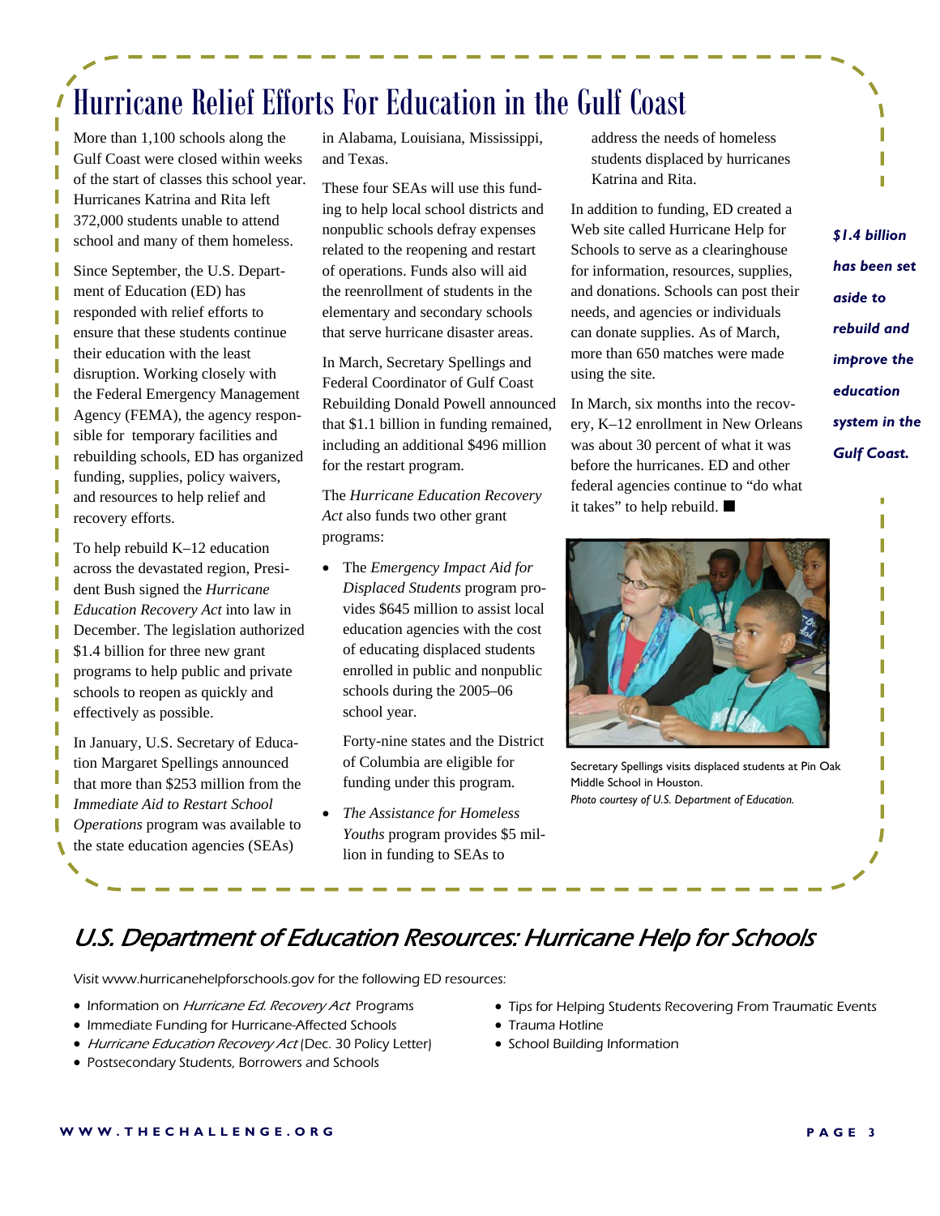# Hurricane Relief Efforts For Education in the Gulf Coast

More than 1,100 schools along the Gulf Coast were closed within weeks of the start of classes this school year. Hurricanes Katrina and Rita left 372,000 students unable to attend school and many of them homeless.

Since September, the U.S. Department of Education (ED) has responded with relief efforts to ensure that these students continue their education with the least disruption. Working closely with the Federal Emergency Management Agency (FEMA), the agency responsible for temporary facilities and rebuilding schools, ED has organized funding, supplies, policy waivers, and resources to help relief and recovery efforts.

To help rebuild K–12 education across the devastated region, President Bush signed the *Hurricane Education Recovery Act* into law in December. The legislation authorized $1.4 billion for three new grant programs to help public and private schools to reopen as quickly and effectively as possible.

In January, U.S. Secretary of Education Margaret Spellings announced that more than $253 million from the *Immediate Aid to Restart School Operations* program was available to the state education agencies (SEAs) in Alabama, Louisiana, Mississippi, and Texas.

These four SEAs will use this funding to help local school districts and nonpublic schools defray expenses related to the reopening and restart of operations. Funds also will aid the reenrollment of students in the elementary and secondary schools that serve hurricane disaster areas.

In March, Secretary Spellings and Federal Coordinator of Gulf Coast Rebuilding Donald Powell announced that $1.1 billion in funding remained, including an additional $496 million for the restart program.

The *Hurricane Education Recovery Act* also funds two other grant programs:

- The *Emergency Impact Aid for Displaced Students* program provides $645 million to assist local education agencies with the cost of educating displaced students enrolled in public and nonpublic schools during the 2005–06 school year.

  Forty-nine states and the District of Columbia are eligible for funding under this program.

- *The Assistance for Homeless Youths* program provides $5 million in funding to SEAs to address the needs of homeless students displaced by hurricanes Katrina and Rita.

In addition to funding, ED created a Web site called Hurricane Help for Schools to serve as a clearinghouse for information, resources, supplies, and donations. Schools can post their needs, and agencies or individuals can donate supplies. As of March, more than 650 matches were made using the site.

In March, six months into the recovery, K–12 enrollment in New Orleans was about 30 percent of what it was before the hurricanes. ED and other federal agencies continue to "do what it takes" to help rebuild. ■

***$1.4 billion has been set aside to rebuild and improve the education system in the Gulf Coast.***

Secretary Spellings visits displaced students at Pin Oak Middle School in Houston.
*Photo courtesy of U.S. Department of Education.*

## *U.S. Department of Education Resources: Hurricane Help for Schools*

Visit www.hurricanehelpforschools.gov for the following ED resources:

- Information on *Hurricane Ed. Recovery Act* Programs
- Immediate Funding for Hurricane-Affected Schools
- *Hurricane Education Recovery Act* (Dec. 30 Policy Letter)
- Postsecondary Students, Borrowers and Schools
- Tips for Helping Students Recovering From Traumatic Events
- Trauma Hotline
- School Building Information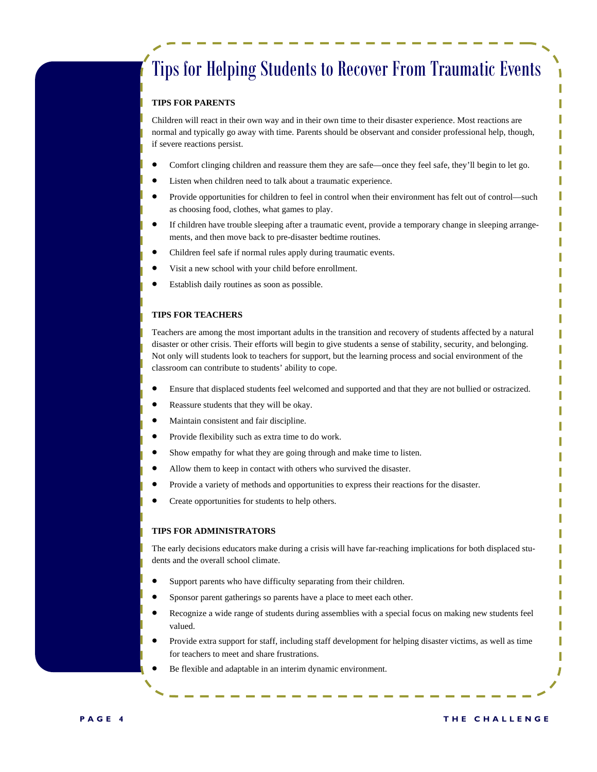# Tips for Helping Students to Recover From Traumatic Events

**TIPS FOR PARENTS**

Children will react in their own way and in their own time to their disaster experience. Most reactions are normal and typically go away with time. Parents should be observant and consider professional help, though, if severe reactions persist.

- Comfort clinging children and reassure them they are safe—once they feel safe, they'll begin to let go.
- Listen when children need to talk about a traumatic experience.
- Provide opportunities for children to feel in control when their environment has felt out of control—such as choosing food, clothes, what games to play.
- If children have trouble sleeping after a traumatic event, provide a temporary change in sleeping arrangements, and then move back to pre-disaster bedtime routines.
- Children feel safe if normal rules apply during traumatic events.
- Visit a new school with your child before enrollment.
- Establish daily routines as soon as possible.

**TIPS FOR TEACHERS**

Teachers are among the most important adults in the transition and recovery of students affected by a natural disaster or other crisis. Their efforts will begin to give students a sense of stability, security, and belonging. Not only will students look to teachers for support, but the learning process and social environment of the classroom can contribute to students' ability to cope.

- Ensure that displaced students feel welcomed and supported and that they are not bullied or ostracized.
- Reassure students that they will be okay.
- Maintain consistent and fair discipline.
- Provide flexibility such as extra time to do work.
- Show empathy for what they are going through and make time to listen.
- Allow them to keep in contact with others who survived the disaster.
- Provide a variety of methods and opportunities to express their reactions for the disaster.
- Create opportunities for students to help others.

**TIPS FOR ADMINISTRATORS**

The early decisions educators make during a crisis will have far-reaching implications for both displaced students and the overall school climate.

- Support parents who have difficulty separating from their children.
- Sponsor parent gatherings so parents have a place to meet each other.
- Recognize a wide range of students during assemblies with a special focus on making new students feel valued.
- Provide extra support for staff, including staff development for helping disaster victims, as well as time for teachers to meet and share frustrations.
- Be flexible and adaptable in an interim dynamic environment.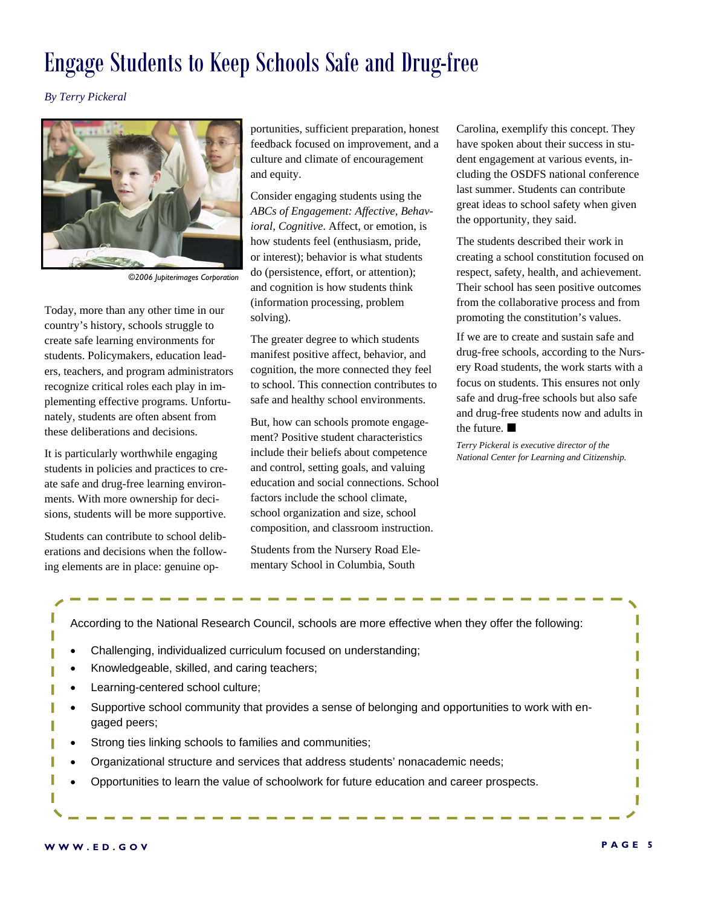# Engage Students to Keep Schools Safe and Drug-free

*By Terry Pickeral*

©2006 Jupiterimages Corporation

Today, more than any other time in our country's history, schools struggle to create safe learning environments for students. Policymakers, education leaders, teachers, and program administrators recognize critical roles each play in implementing effective programs. Unfortunately, students are often absent from these deliberations and decisions.

It is particularly worthwhile engaging students in policies and practices to create safe and drug-free learning environments. With more ownership for decisions, students will be more supportive.

Students can contribute to school deliberations and decisions when the following elements are in place: genuine opportunities, sufficient preparation, honest feedback focused on improvement, and a culture and climate of encouragement and equity.

Consider engaging students using the *ABCs of Engagement: Affective, Behavioral, Cognitive*. Affect, or emotion, is how students feel (enthusiasm, pride, or interest); behavior is what students do (persistence, effort, or attention); and cognition is how students think (information processing, problem solving).

The greater degree to which students manifest positive affect, behavior, and cognition, the more connected they feel to school. This connection contributes to safe and healthy school environments.

But, how can schools promote engagement? Positive student characteristics include their beliefs about competence and control, setting goals, and valuing education and social connections. School factors include the school climate, school organization and size, school composition, and classroom instruction.

Students from the Nursery Road Elementary School in Columbia, South Carolina, exemplify this concept. They have spoken about their success in student engagement at various events, including the OSDFS national conference last summer. Students can contribute great ideas to school safety when given the opportunity, they said.

The students described their work in creating a school constitution focused on respect, safety, health, and achievement. Their school has seen positive outcomes from the collaborative process and from promoting the constitution's values.

If we are to create and sustain safe and drug-free schools, according to the Nursery Road students, the work starts with a focus on students. This ensures not only safe and drug-free schools but also safe and drug-free students now and adults in the future. ■

*Terry Pickeral is executive director of the National Center for Learning and Citizenship.*

---

According to the National Research Council, schools are more effective when they offer the following:

- Challenging, individualized curriculum focused on understanding;
- Knowledgeable, skilled, and caring teachers;
- Learning-centered school culture;
- Supportive school community that provides a sense of belonging and opportunities to work with engaged peers;
- Strong ties linking schools to families and communities;
- Organizational structure and services that address students' nonacademic needs;
- Opportunities to learn the value of schoolwork for future education and career prospects.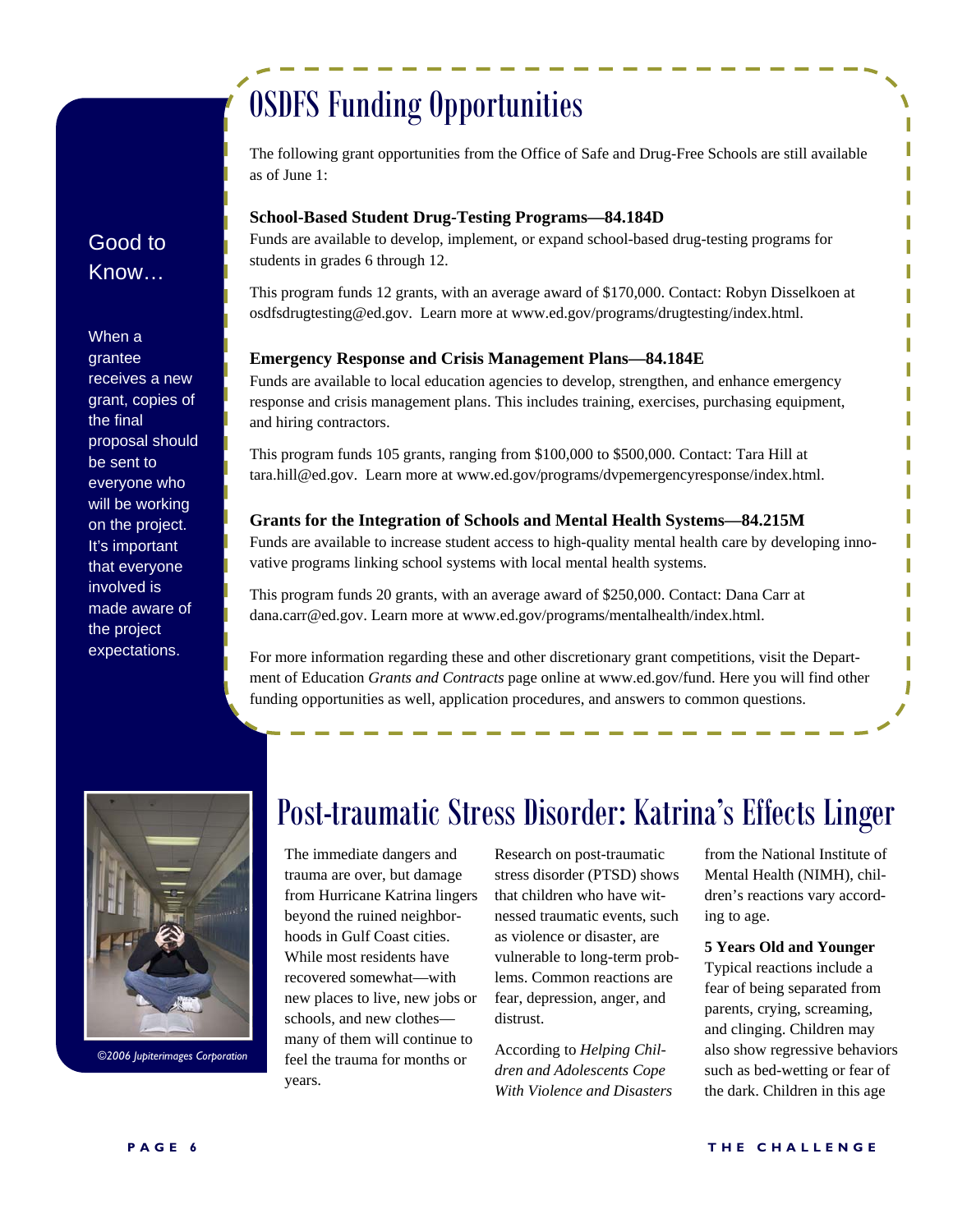## Good to Know…

When a grantee receives a new grant, copies of the final proposal should be sent to everyone who will be working on the project. It's important that everyone involved is made aware of the project expectations.

# OSDFS Funding Opportunities

The following grant opportunities from the Office of Safe and Drug-Free Schools are still available as of June 1:

**School-Based Student Drug-Testing Programs—84.184D**

Funds are available to develop, implement, or expand school-based drug-testing programs for students in grades 6 through 12.

This program funds 12 grants, with an average award of $170,000. Contact: Robyn Disselkoen at osdfsdrugtesting@ed.gov. Learn more at www.ed.gov/programs/drugtesting/index.html.

**Emergency Response and Crisis Management Plans—84.184E**

Funds are available to local education agencies to develop, strengthen, and enhance emergency response and crisis management plans. This includes training, exercises, purchasing equipment, and hiring contractors.

This program funds 105 grants, ranging from $100,000 to $500,000. Contact: Tara Hill at tara.hill@ed.gov. Learn more at www.ed.gov/programs/dvpemergencyresponse/index.html.

**Grants for the Integration of Schools and Mental Health Systems—84.215M**

Funds are available to increase student access to high-quality mental health care by developing innovative programs linking school systems with local mental health systems.

This program funds 20 grants, with an average award of $250,000. Contact: Dana Carr at dana.carr@ed.gov. Learn more at www.ed.gov/programs/mentalhealth/index.html.

For more information regarding these and other discretionary grant competitions, visit the Department of Education *Grants and Contracts* page online at www.ed.gov/fund. Here you will find other funding opportunities as well, application procedures, and answers to common questions.

©2006 Jupiterimages Corporation

# Post-traumatic Stress Disorder: Katrina's Effects Linger

The immediate dangers and trauma are over, but damage from Hurricane Katrina lingers beyond the ruined neighborhoods in Gulf Coast cities. While most residents have recovered somewhat—with new places to live, new jobs or schools, and new clothes—many of them will continue to feel the trauma for months or years.

Research on post-traumatic stress disorder (PTSD) shows that children who have witnessed traumatic events, such as violence or disaster, are vulnerable to long-term problems. Common reactions are fear, depression, anger, and distrust.

According to *Helping Children and Adolescents Cope With Violence and Disasters* from the National Institute of Mental Health (NIMH), children's reactions vary according to age.

**5 Years Old and Younger**

Typical reactions include a fear of being separated from parents, crying, screaming, and clinging. Children may also show regressive behaviors such as bed-wetting or fear of the dark. Children in this age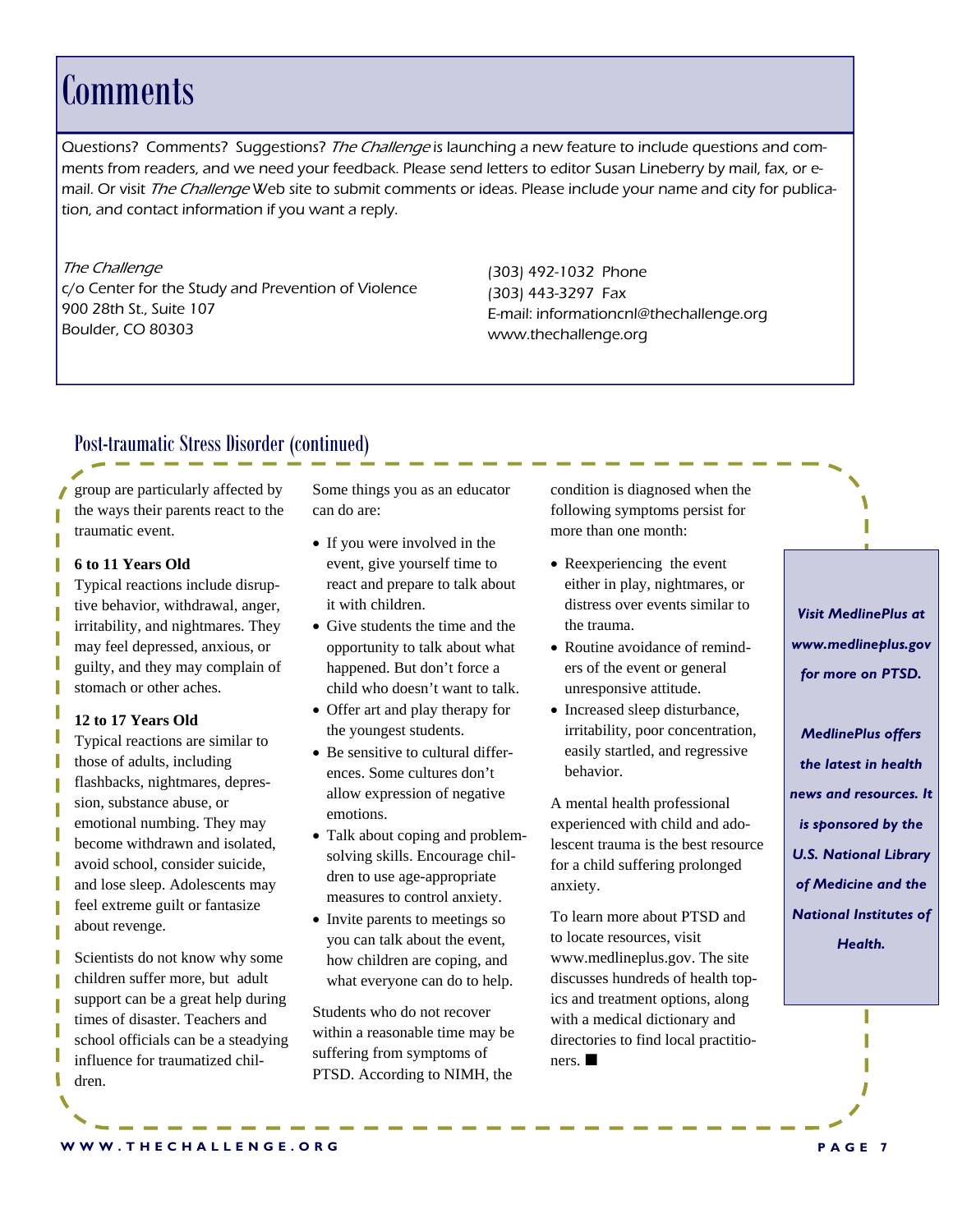# Comments

Questions? Comments? Suggestions? *The Challenge* is launching a new feature to include questions and comments from readers, and we need your feedback. Please send letters to editor Susan Lineberry by mail, fax, or e-mail. Or visit *The Challenge* Web site to submit comments or ideas. Please include your name and city for publication, and contact information if you want a reply.

*The Challenge*
c/o Center for the Study and Prevention of Violence
900 28th St., Suite 107
Boulder, CO 80303

(303) 492-1032 Phone
(303) 443-3297 Fax
E-mail: informationcnl@thechallenge.org
www.thechallenge.org

## Post-traumatic Stress Disorder (continued)

group are particularly affected by the ways their parents react to the traumatic event.

**6 to 11 Years Old**

Typical reactions include disruptive behavior, withdrawal, anger, irritability, and nightmares. They may feel depressed, anxious, or guilty, and they may complain of stomach or other aches.

**12 to 17 Years Old**

Typical reactions are similar to those of adults, including flashbacks, nightmares, depression, substance abuse, or emotional numbing. They may become withdrawn and isolated, avoid school, consider suicide, and lose sleep. Adolescents may feel extreme guilt or fantasize about revenge.

Scientists do not know why some children suffer more, but adult support can be a great help during times of disaster. Teachers and school officials can be a steadying influence for traumatized children.

Some things you as an educator can do are:

- If you were involved in the event, give yourself time to react and prepare to talk about it with children.
- Give students the time and the opportunity to talk about what happened. But don't force a child who doesn't want to talk.
- Offer art and play therapy for the youngest students.
- Be sensitive to cultural differences. Some cultures don't allow expression of negative emotions.
- Talk about coping and problem-solving skills. Encourage children to use age-appropriate measures to control anxiety.
- Invite parents to meetings so you can talk about the event, how children are coping, and what everyone can do to help.

Students who do not recover within a reasonable time may be suffering from symptoms of PTSD. According to NIMH, the condition is diagnosed when the following symptoms persist for more than one month:

- Reexperiencing the event either in play, nightmares, or distress over events similar to the trauma.
- Routine avoidance of reminders of the event or general unresponsive attitude.
- Increased sleep disturbance, irritability, poor concentration, easily startled, and regressive behavior.

A mental health professional experienced with child and adolescent trauma is the best resource for a child suffering prolonged anxiety.

To learn more about PTSD and to locate resources, visit www.medlineplus.gov. The site discusses hundreds of health topics and treatment options, along with a medical dictionary and directories to find local practitioners. ■

***Visit MedlinePlus at www.medlineplus.gov for more on PTSD.***

***MedlinePlus offers the latest in health news and resources. It is sponsored by the U.S. National Library of Medicine and the National Institutes of Health.***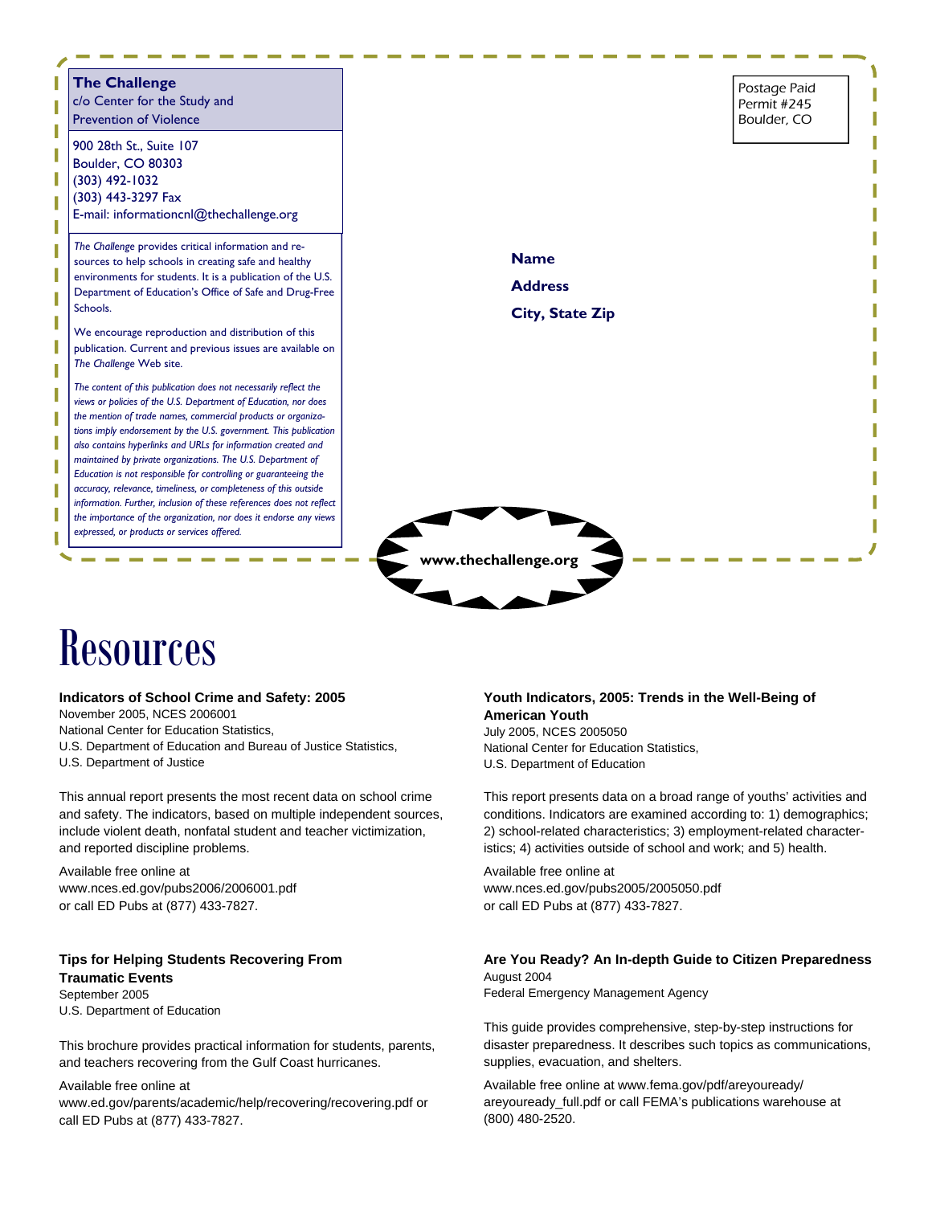**The Challenge**
c/o Center for the Study and Prevention of Violence

900 28th St., Suite 107
Boulder, CO 80303
(303) 492-1032
(303) 443-3297 Fax
E-mail: informationcnl@thechallenge.org

*The Challenge* provides critical information and resources to help schools in creating safe and healthy environments for students. It is a publication of the U.S. Department of Education's Office of Safe and Drug-Free Schools.

We encourage reproduction and distribution of this publication. Current and previous issues are available on *The Challenge* Web site.

*The content of this publication does not necessarily reflect the views or policies of the U.S. Department of Education, nor does the mention of trade names, commercial products or organizations imply endorsement by the U.S. government. This publication also contains hyperlinks and URLs for information created and maintained by private organizations. The U.S. Department of Education is not responsible for controlling or guaranteeing the accuracy, relevance, timeliness, or completeness of this outside information. Further, inclusion of these references does not reflect the importance of the organization, nor does it endorse any views expressed, or products or services offered.*

Postage Paid
Permit #245
Boulder, CO

**Name**
**Address**
**City, State Zip**

**www.thechallenge.org**

# Resources

**Indicators of School Crime and Safety: 2005**
November 2005, NCES 2006001
National Center for Education Statistics,
U.S. Department of Education and Bureau of Justice Statistics,
U.S. Department of Justice

This annual report presents the most recent data on school crime and safety. The indicators, based on multiple independent sources, include violent death, nonfatal student and teacher victimization, and reported discipline problems.

Available free online at
www.nces.ed.gov/pubs2006/2006001.pdf
or call ED Pubs at (877) 433-7827.

**Tips for Helping Students Recovering From Traumatic Events**
September 2005
U.S. Department of Education

This brochure provides practical information for students, parents, and teachers recovering from the Gulf Coast hurricanes.

Available free online at
www.ed.gov/parents/academic/help/recovering/recovering.pdf or call ED Pubs at (877) 433-7827.

**Youth Indicators, 2005: Trends in the Well-Being of American Youth**
July 2005, NCES 2005050
National Center for Education Statistics,
U.S. Department of Education

This report presents data on a broad range of youths' activities and conditions. Indicators are examined according to: 1) demographics; 2) school-related characteristics; 3) employment-related characteristics; 4) activities outside of school and work; and 5) health.

Available free online at
www.nces.ed.gov/pubs2005/2005050.pdf
or call ED Pubs at (877) 433-7827.

**Are You Ready? An In-depth Guide to Citizen Preparedness**
August 2004
Federal Emergency Management Agency

This guide provides comprehensive, step-by-step instructions for disaster preparedness. It describes such topics as communications, supplies, evacuation, and shelters.

Available free online at www.fema.gov/pdf/areyouready/areyouready_full.pdf or call FEMA's publications warehouse at (800) 480-2520.